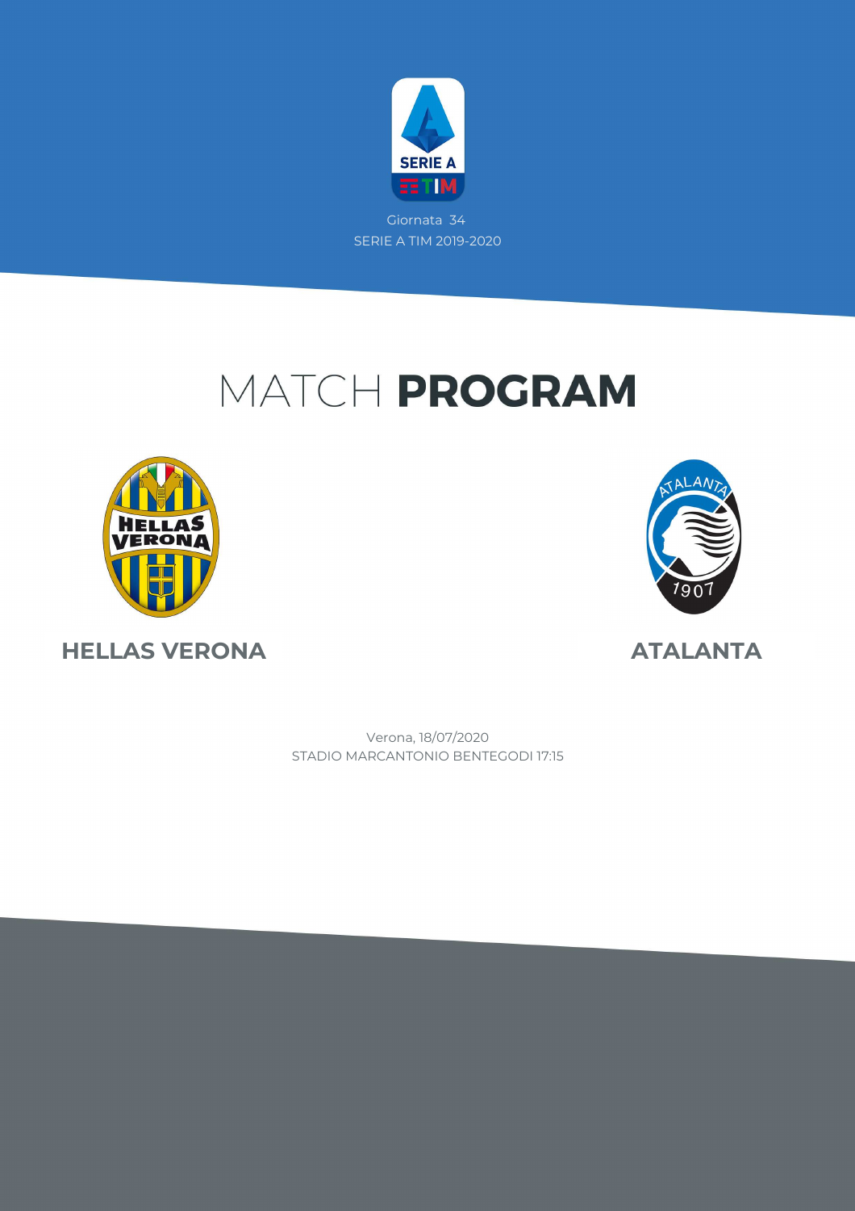Giornata 34

SERIE A TIM 2019-2020

# MATCH **PROGRAM**

**HELLAS VERONA**

**ATALANTA**

Verona, 18/07/2020

STADIO MARCANTONIO BENTEGODI 17:15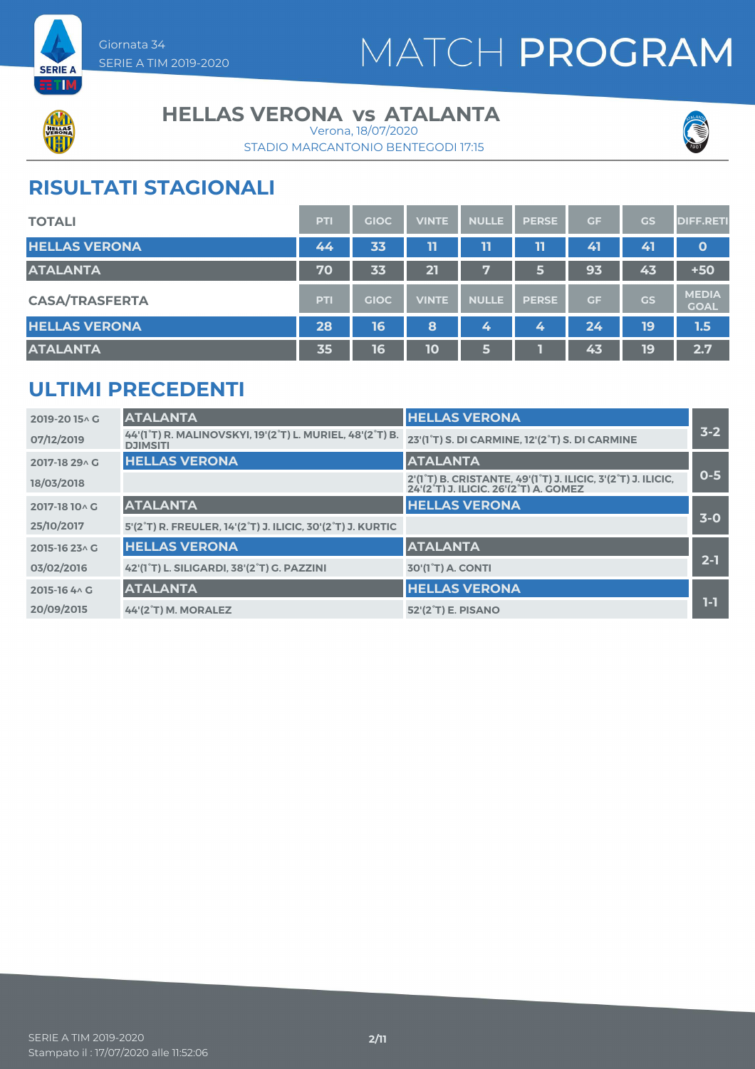# MATCH PROGRAM

Giornata 34
SERIE A TIM 2019-2020

## HELLAS VERONA vs ATALANTA

Verona, 18/07/2020
STADIO MARCANTONIO BENTEGODI 17:15

## RISULTATI STAGIONALI

| TOTALI | PTI | GIOC | VINTE | NULLE | PERSE | GF | GS | DIFF.RETI |
|---|---|---|---|---|---|---|---|---|
| HELLAS VERONA | 44 | 33 | 11 | 11 | 11 | 41 | 41 | 0 |
| ATALANTA | 70 | 33 | 21 | 7 | 5 | 93 | 43 | +50 |

| CASA/TRASFERTA | PTI | GIOC | VINTE | NULLE | PERSE | GF | GS | MEDIA GOAL |
|---|---|---|---|---|---|---|---|---|
| HELLAS VERONA | 28 | 16 | 8 | 4 | 4 | 24 | 19 | 1.5 |
| ATALANTA | 35 | 16 | 10 | 5 | 1 | 43 | 19 | 2.7 |

## ULTIMI PRECEDENTI

| Stagione / Data | Casa | Trasferta | Risultato |
|---|---|---|---|
| 2019-20 15^ G | ATALANTA | HELLAS VERONA | 3-2 |
| 07/12/2019 | 44'(1°T) R. MALINOVSKYI, 19'(2°T) L. MURIEL, 48'(2°T) B. DJIMSITI | 23'(1°T) S. DI CARMINE, 12'(2°T) S. DI CARMINE | |
| 2017-18 29^ G | HELLAS VERONA | ATALANTA | 0-5 |
| 18/03/2018 | | 2'(1°T) B. CRISTANTE, 49'(1°T) J. ILICIC, 3'(2°T) J. ILICIC, 24'(2°T) J. ILICIC, 26'(2°T) A. GOMEZ | |
| 2017-18 10^ G | ATALANTA | HELLAS VERONA | 3-0 |
| 25/10/2017 | 5'(2°T) R. FREULER, 14'(2°T) J. ILICIC, 30'(2°T) J. KURTIC | | |
| 2015-16 23^ G | HELLAS VERONA | ATALANTA | 2-1 |
| 03/02/2016 | 42'(1°T) L. SILIGARDI, 38'(2°T) G. PAZZINI | 30'(1°T) A. CONTI | |
| 2015-16 4^ G | ATALANTA | HELLAS VERONA | 1-1 |
| 20/09/2015 | 44'(2°T) M. MORALEZ | 52'(2°T) E. PISANO | |

SERIE A TIM 2019-2020
Stampato il : 17/07/2020 alle 11:52:06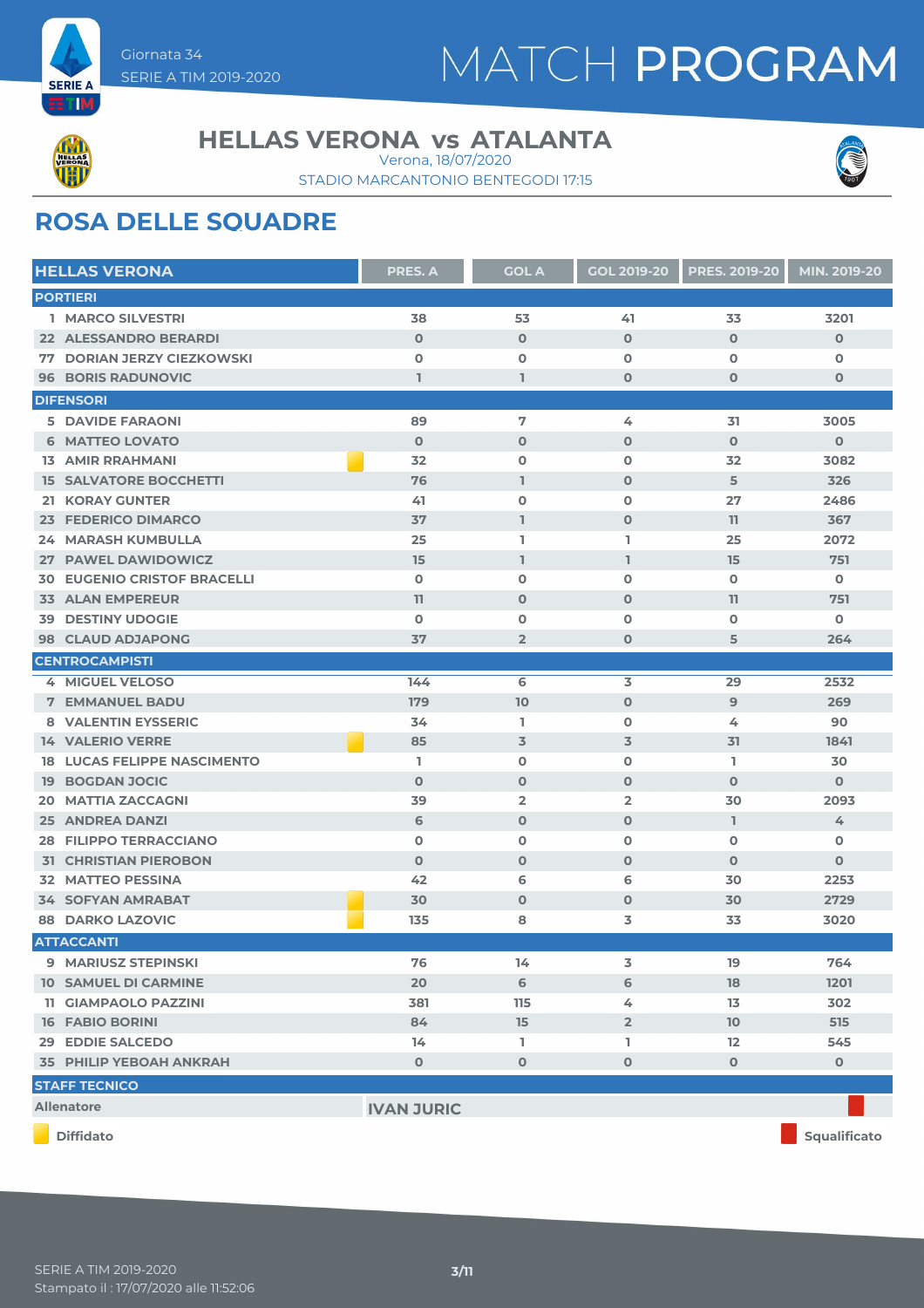Giornata 34
SERIE A TIM 2019-2020

# MATCH PROGRAM

## HELLAS VERONA vs ATALANTA

Verona, 18/07/2020
STADIO MARCANTONIO BENTEGODI 17:15

## ROSA DELLE SQUADRE

| HELLAS VERONA | | PRES. A | GOL A | GOL 2019-20 | PRES. 2019-20 | MIN. 2019-20 |
|---|---|---|---|---|---|---|
| **PORTIERI** | | | | | | |
| 1 | MARCO SILVESTRI | 38 | 53 | 41 | 33 | 3201 |
| 22 | ALESSANDRO BERARDI | 0 | 0 | 0 | 0 | 0 |
| 77 | DORIAN JERZY CIEZKOWSKI | 0 | 0 | 0 | 0 | 0 |
| 96 | BORIS RADUNOVIC | 1 | 1 | 0 | 0 | 0 |
| **DIFENSORI** | | | | | | |
| 5 | DAVIDE FARAONI | 89 | 7 | 4 | 31 | 3005 |
| 6 | MATTEO LOVATO | 0 | 0 | 0 | 0 | 0 |
| 13 | AMIR RRAHMANI (Diffidato) | 32 | 0 | 0 | 32 | 3082 |
| 15 | SALVATORE BOCCHETTI | 76 | 1 | 0 | 5 | 326 |
| 21 | KORAY GUNTER | 41 | 0 | 0 | 27 | 2486 |
| 23 | FEDERICO DIMARCO | 37 | 1 | 0 | 11 | 367 |
| 24 | MARASH KUMBULLA | 25 | 1 | 1 | 25 | 2072 |
| 27 | PAWEL DAWIDOWICZ | 15 | 1 | 1 | 15 | 751 |
| 30 | EUGENIO CRISTOF BRACELLI | 0 | 0 | 0 | 0 | 0 |
| 33 | ALAN EMPEREUR | 11 | 0 | 0 | 11 | 751 |
| 39 | DESTINY UDOGIE | 0 | 0 | 0 | 0 | 0 |
| 98 | CLAUD ADJAPONG | 37 | 2 | 0 | 5 | 264 |
| **CENTROCAMPISTI** | | | | | | |
| 4 | MIGUEL VELOSO | 144 | 6 | 3 | 29 | 2532 |
| 7 | EMMANUEL BADU | 179 | 10 | 0 | 9 | 269 |
| 8 | VALENTIN EYSSERIC | 34 | 1 | 0 | 4 | 90 |
| 14 | VALERIO VERRE (Diffidato) | 85 | 3 | 3 | 31 | 1841 |
| 18 | LUCAS FELIPPE NASCIMENTO | 1 | 0 | 0 | 1 | 30 |
| 19 | BOGDAN JOCIC | 0 | 0 | 0 | 0 | 0 |
| 20 | MATTIA ZACCAGNI | 39 | 2 | 2 | 30 | 2093 |
| 25 | ANDREA DANZI | 6 | 0 | 0 | 1 | 4 |
| 28 | FILIPPO TERRACCIANO | 0 | 0 | 0 | 0 | 0 |
| 31 | CHRISTIAN PIEROBON | 0 | 0 | 0 | 0 | 0 |
| 32 | MATTEO PESSINA | 42 | 6 | 6 | 30 | 2253 |
| 34 | SOFYAN AMRABAT (Diffidato) | 30 | 0 | 0 | 30 | 2729 |
| 88 | DARKO LAZOVIC (Diffidato) | 135 | 8 | 3 | 33 | 3020 |
| **ATTACCANTI** | | | | | | |
| 9 | MARIUSZ STEPINSKI | 76 | 14 | 3 | 19 | 764 |
| 10 | SAMUEL DI CARMINE | 20 | 6 | 6 | 18 | 1201 |
| 11 | GIAMPAOLO PAZZINI | 381 | 115 | 4 | 13 | 302 |
| 16 | FABIO BORINI | 84 | 15 | 2 | 10 | 515 |
| 29 | EDDIE SALCEDO | 14 | 1 | 1 | 12 | 545 |
| 35 | PHILIP YEBOAH ANKRAH | 0 | 0 | 0 | 0 | 0 |

| STAFF TECNICO | |
|---|---|
| Allenatore | IVAN JURIC (Squalificato) |

Diffidato — Squalificato

SERIE A TIM 2019-2020
Stampato il : 17/07/2020 alle 11:52:06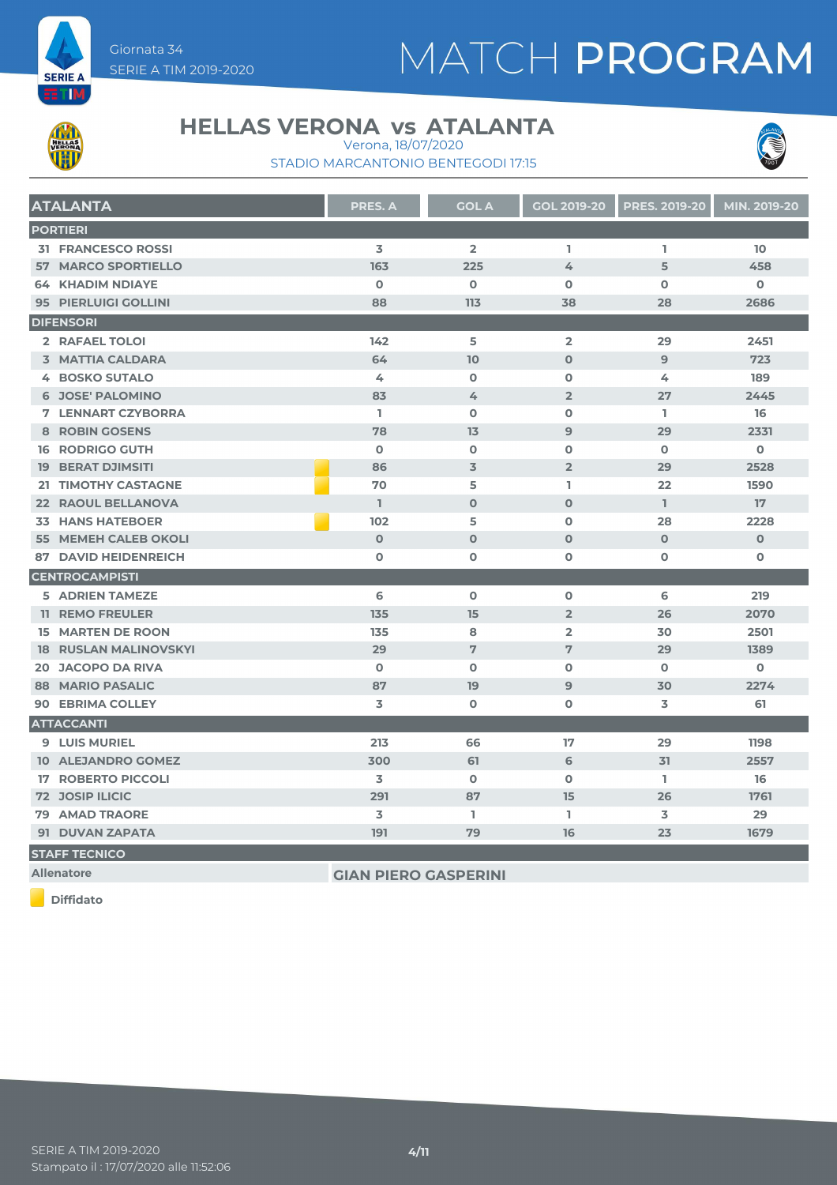Giornata 34
SERIE A TIM 2019-2020

# MATCH PROGRAM

## HELLAS VERONA vs ATALANTA

Verona, 18/07/2020
STADIO MARCANTONIO BENTEGODI 17:15

| ATALANTA | PRES. A | GOL A | GOL 2019-20 | PRES. 2019-20 | MIN. 2019-20 |
|---|---|---|---|---|---|
| **PORTIERI** | | | | | |
| 31 FRANCESCO ROSSI | 3 | 2 | 1 | 1 | 10 |
| 57 MARCO SPORTIELLO | 163 | 225 | 4 | 5 | 458 |
| 64 KHADIM NDIAYE | 0 | 0 | 0 | 0 | 0 |
| 95 PIERLUIGI GOLLINI | 88 | 113 | 38 | 28 | 2686 |
| **DIFENSORI** | | | | | |
| 2 RAFAEL TOLOI | 142 | 5 | 2 | 29 | 2451 |
| 3 MATTIA CALDARA | 64 | 10 | 0 | 9 | 723 |
| 4 BOSKO SUTALO | 4 | 0 | 0 | 4 | 189 |
| 6 JOSE' PALOMINO | 83 | 4 | 2 | 27 | 2445 |
| 7 LENNART CZYBORRA | 1 | 0 | 0 | 1 | 16 |
| 8 ROBIN GOSENS | 78 | 13 | 9 | 29 | 2331 |
| 16 RODRIGO GUTH | 0 | 0 | 0 | 0 | 0 |
| 19 BERAT DJIMSITI (Diffidato) | 86 | 3 | 2 | 29 | 2528 |
| 21 TIMOTHY CASTAGNE (Diffidato) | 70 | 5 | 1 | 22 | 1590 |
| 22 RAOUL BELLANOVA | 1 | 0 | 0 | 1 | 17 |
| 33 HANS HATEBOER (Diffidato) | 102 | 5 | 0 | 28 | 2228 |
| 55 MEMEH CALEB OKOLI | 0 | 0 | 0 | 0 | 0 |
| 87 DAVID HEIDENREICH | 0 | 0 | 0 | 0 | 0 |
| **CENTROCAMPISTI** | | | | | |
| 5 ADRIEN TAMEZE | 6 | 0 | 0 | 6 | 219 |
| 11 REMO FREULER | 135 | 15 | 2 | 26 | 2070 |
| 15 MARTEN DE ROON | 135 | 8 | 2 | 30 | 2501 |
| 18 RUSLAN MALINOVSKYI | 29 | 7 | 7 | 29 | 1389 |
| 20 JACOPO DA RIVA | 0 | 0 | 0 | 0 | 0 |
| 88 MARIO PASALIC | 87 | 19 | 9 | 30 | 2274 |
| 90 EBRIMA COLLEY | 3 | 0 | 0 | 3 | 61 |
| **ATTACCANTI** | | | | | |
| 9 LUIS MURIEL | 213 | 66 | 17 | 29 | 1198 |
| 10 ALEJANDRO GOMEZ | 300 | 61 | 6 | 31 | 2557 |
| 17 ROBERTO PICCOLI | 3 | 0 | 0 | 1 | 16 |
| 72 JOSIP ILICIC | 291 | 87 | 15 | 26 | 1761 |
| 79 AMAD TRAORE | 3 | 1 | 1 | 3 | 29 |
| 91 DUVAN ZAPATA | 191 | 79 | 16 | 23 | 1679 |

**STAFF TECNICO**

| Allenatore | GIAN PIERO GASPERINI |
|---|---|

Diffidato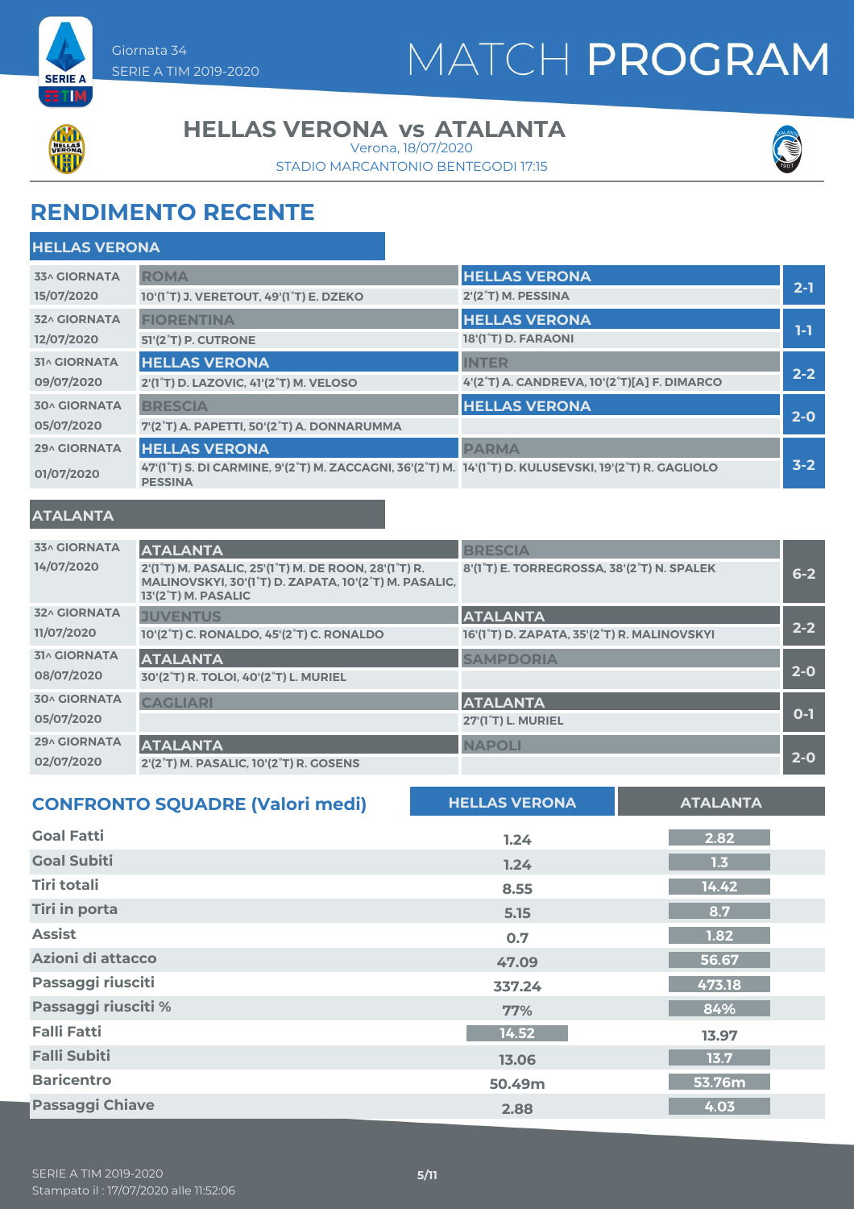Giornata 34
SERIE A TIM 2019-2020

# MATCH PROGRAM

## HELLAS VERONA vs ATALANTA

Verona, 18/07/2020
STADIO MARCANTONIO BENTEGODI 17:15

## RENDIMENTO RECENTE

### HELLAS VERONA

| Giornata | Casa | Trasferta | Risultato |
|---|---|---|---|
| 33^ GIORNATA 15/07/2020 | ROMA<br>10'(1°T) J. VERETOUT, 49'(1°T) E. DZEKO | HELLAS VERONA<br>2'(2°T) M. PESSINA | 2-1 |
| 32^ GIORNATA 12/07/2020 | FIORENTINA<br>51'(2°T) P. CUTRONE | HELLAS VERONA<br>18'(1°T) D. FARAONI | 1-1 |
| 31^ GIORNATA 09/07/2020 | HELLAS VERONA<br>2'(1°T) D. LAZOVIC, 41'(2°T) M. VELOSO | INTER<br>4'(2°T) A. CANDREVA, 10'(2°T)[A] F. DIMARCO | 2-2 |
| 30^ GIORNATA 05/07/2020 | BRESCIA<br>7'(2°T) A. PAPETTI, 50'(2°T) A. DONNARUMMA | HELLAS VERONA | 2-0 |
| 29^ GIORNATA 01/07/2020 | HELLAS VERONA<br>47'(1°T) S. DI CARMINE, 9'(2°T) M. ZACCAGNI, 36'(2°T) M. PESSINA | PARMA<br>14'(1°T) D. KULUSEVSKI, 19'(2°T) R. GAGLIOLO | 3-2 |

### ATALANTA

| Giornata | Casa | Trasferta | Risultato |
|---|---|---|---|
| 33^ GIORNATA 14/07/2020 | ATALANTA<br>2'(1°T) M. PASALIC, 25'(1°T) M. DE ROON, 28'(1°T) R. MALINOVSKYI, 30'(1°T) D. ZAPATA, 10'(2°T) M. PASALIC, 13'(2°T) M. PASALIC | BRESCIA<br>8'(1°T) E. TORREGROSSA, 38'(2°T) N. SPALEK | 6-2 |
| 32^ GIORNATA 11/07/2020 | JUVENTUS<br>10'(2°T) C. RONALDO, 45'(2°T) C. RONALDO | ATALANTA<br>16'(1°T) D. ZAPATA, 35'(2°T) R. MALINOVSKYI | 2-2 |
| 31^ GIORNATA 08/07/2020 | ATALANTA<br>30'(2°T) R. TOLOI, 40'(2°T) L. MURIEL | SAMPDORIA | 2-0 |
| 30^ GIORNATA 05/07/2020 | CAGLIARI | ATALANTA<br>27'(1°T) L. MURIEL | 0-1 |
| 29^ GIORNATA 02/07/2020 | ATALANTA<br>2'(2°T) M. PASALIC, 10'(2°T) R. GOSENS | NAPOLI | 2-0 |

## CONFRONTO SQUADRE (Valori medi)

| | HELLAS VERONA | ATALANTA |
|---|---|---|
| Goal Fatti | 1.24 | 2.82 |
| Goal Subiti | 1.24 | 1.3 |
| Tiri totali | 8.55 | 14.42 |
| Tiri in porta | 5.15 | 8.7 |
| Assist | 0.7 | 1.82 |
| Azioni di attacco | 47.09 | 56.67 |
| Passaggi riusciti | 337.24 | 473.18 |
| Passaggi riusciti % | 77% | 84% |
| Falli Fatti | 14.52 | 13.97 |
| Falli Subiti | 13.06 | 13.7 |
| Baricentro | 50.49m | 53.76m |
| Passaggi Chiave | 2.88 | 4.03 |

SERIE A TIM 2019-2020
Stampato il : 17/07/2020 alle 11:52:06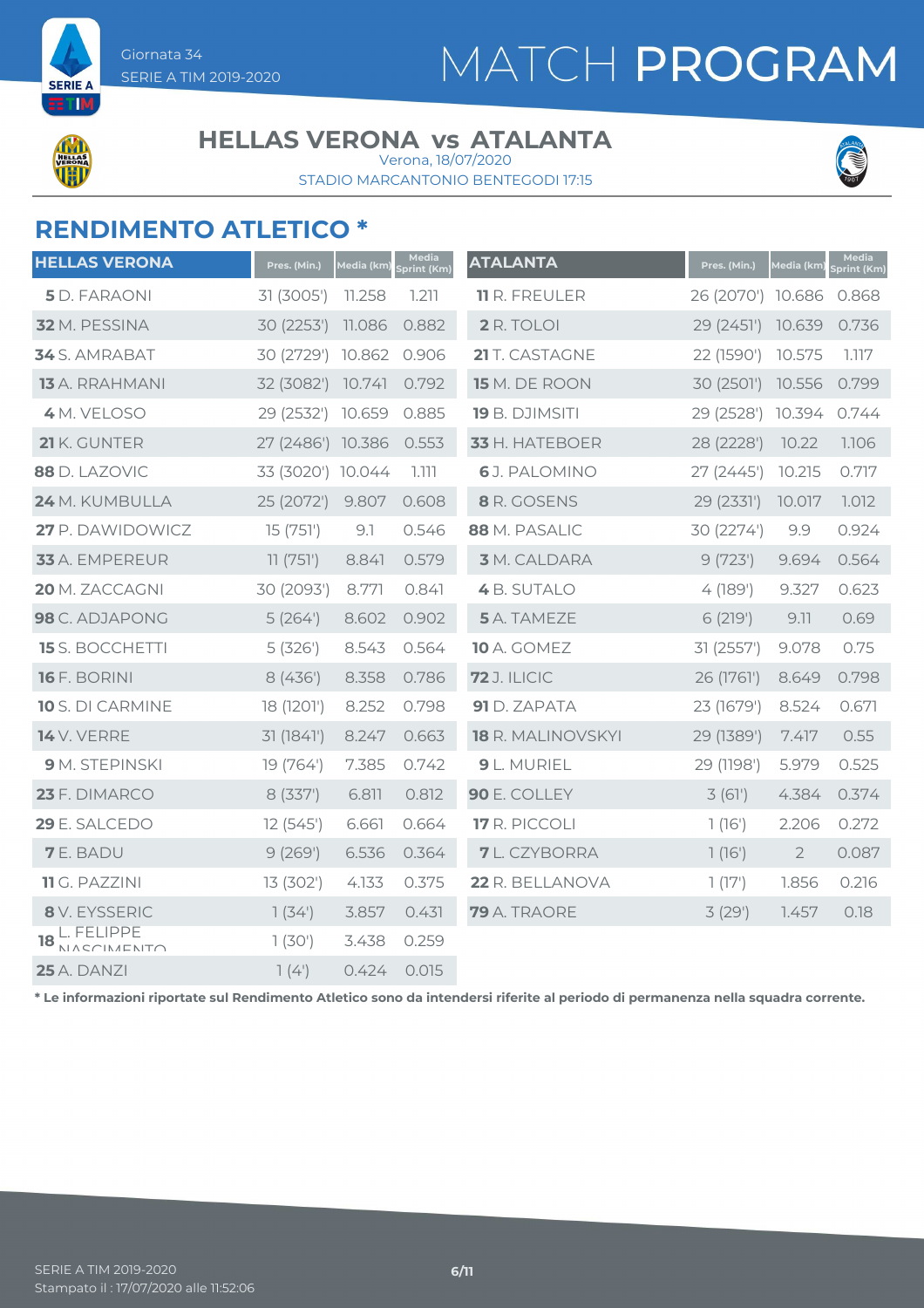Giornata 34
SERIE A TIM 2019-2020

# MATCH PROGRAM

## HELLAS VERONA vs ATALANTA

Verona, 18/07/2020
STADIO MARCANTONIO BENTEGODI 17:15

## RENDIMENTO ATLETICO *

| HELLAS VERONA | Pres. (Min.) | Media (km) | Media Sprint (Km) |
|---|---|---|---|
| **5** D. FARAONI | 31 (3005') | 11.258 | 1.211 |
| **32** M. PESSINA | 30 (2253') | 11.086 | 0.882 |
| **34** S. AMRABAT | 30 (2729') | 10.862 | 0.906 |
| **13** A. RRAHMANI | 32 (3082') | 10.741 | 0.792 |
| **4** M. VELOSO | 29 (2532') | 10.659 | 0.885 |
| **21** K. GUNTER | 27 (2486') | 10.386 | 0.553 |
| **88** D. LAZOVIC | 33 (3020') | 10.044 | 1.111 |
| **24** M. KUMBULLA | 25 (2072') | 9.807 | 0.608 |
| **27** P. DAWIDOWICZ | 15 (751') | 9.1 | 0.546 |
| **33** A. EMPEREUR | 11 (751') | 8.841 | 0.579 |
| **20** M. ZACCAGNI | 30 (2093') | 8.771 | 0.841 |
| **98** C. ADJAPONG | 5 (264') | 8.602 | 0.902 |
| **15** S. BOCCHETTI | 5 (326') | 8.543 | 0.564 |
| **16** F. BORINI | 8 (436') | 8.358 | 0.786 |
| **10** S. DI CARMINE | 18 (1201') | 8.252 | 0.798 |
| **14** V. VERRE | 31 (1841') | 8.247 | 0.663 |
| **9** M. STEPINSKI | 19 (764') | 7.385 | 0.742 |
| **23** F. DIMARCO | 8 (337') | 6.811 | 0.812 |
| **29** E. SALCEDO | 12 (545') | 6.661 | 0.664 |
| **7** E. BADU | 9 (269') | 6.536 | 0.364 |
| **11** G. PAZZINI | 13 (302') | 4.133 | 0.375 |
| **8** V. EYSSERIC | 1 (34') | 3.857 | 0.431 |
| **18** L. FELIPPE NASCIMENTO | 1 (30') | 3.438 | 0.259 |
| **25** A. DANZI | 1 (4') | 0.424 | 0.015 |

| ATALANTA | Pres. (Min.) | Media (km) | Media Sprint (Km) |
|---|---|---|---|
| **11** R. FREULER | 26 (2070') | 10.686 | 0.868 |
| **2** R. TOLOI | 29 (2451') | 10.639 | 0.736 |
| **21** T. CASTAGNE | 22 (1590') | 10.575 | 1.117 |
| **15** M. DE ROON | 30 (2501') | 10.556 | 0.799 |
| **19** B. DJIMSITI | 29 (2528') | 10.394 | 0.744 |
| **33** H. HATEBOER | 28 (2228') | 10.22 | 1.106 |
| **6** J. PALOMINO | 27 (2445') | 10.215 | 0.717 |
| **8** R. GOSENS | 29 (2331') | 10.017 | 1.012 |
| **88** M. PASALIC | 30 (2274') | 9.9 | 0.924 |
| **3** M. CALDARA | 9 (723') | 9.694 | 0.564 |
| **4** B. SUTALO | 4 (189') | 9.327 | 0.623 |
| **5** A. TAMEZE | 6 (219') | 9.11 | 0.69 |
| **10** A. GOMEZ | 31 (2557') | 9.078 | 0.75 |
| **72** J. ILICIC | 26 (1761') | 8.649 | 0.798 |
| **91** D. ZAPATA | 23 (1679') | 8.524 | 0.671 |
| **18** R. MALINOVSKYI | 29 (1389') | 7.417 | 0.55 |
| **9** L. MURIEL | 29 (1198') | 5.979 | 0.525 |
| **90** E. COLLEY | 3 (61') | 4.384 | 0.374 |
| **17** R. PICCOLI | 1 (16') | 2.206 | 0.272 |
| **7** L. CZYBORRA | 1 (16') | 2 | 0.087 |
| **22** R. BELLANOVA | 1 (17') | 1.856 | 0.216 |
| **79** A. TRAORE | 3 (29') | 1.457 | 0.18 |

**\* Le informazioni riportate sul Rendimento Atletico sono da intendersi riferite al periodo di permanenza nella squadra corrente.**

SERIE A TIM 2019-2020
Stampato il : 17/07/2020 alle 11:52:06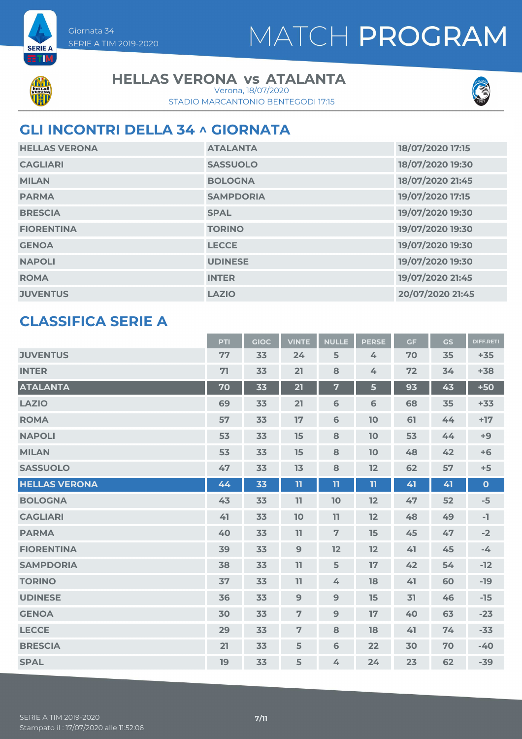Giornata 34
SERIE A TIM 2019-2020

# MATCH PROGRAM

## HELLAS VERONA vs ATALANTA

Verona, 18/07/2020
STADIO MARCANTONIO BENTEGODI 17:15

## GLI INCONTRI DELLA 34 ^ GIORNATA

| | | |
|---|---|---|
| HELLAS VERONA | ATALANTA | 18/07/2020 17:15 |
| CAGLIARI | SASSUOLO | 18/07/2020 19:30 |
| MILAN | BOLOGNA | 18/07/2020 21:45 |
| PARMA | SAMPDORIA | 19/07/2020 17:15 |
| BRESCIA | SPAL | 19/07/2020 19:30 |
| FIORENTINA | TORINO | 19/07/2020 19:30 |
| GENOA | LECCE | 19/07/2020 19:30 |
| NAPOLI | UDINESE | 19/07/2020 19:30 |
| ROMA | INTER | 19/07/2020 21:45 |
| JUVENTUS | LAZIO | 20/07/2020 21:45 |

## CLASSIFICA SERIE A

| | PTI | GIOC | VINTE | NULLE | PERSE | GF | GS | DIFF.RETI |
|---|---|---|---|---|---|---|---|---|
| JUVENTUS | 77 | 33 | 24 | 5 | 4 | 70 | 35 | +35 |
| INTER | 71 | 33 | 21 | 8 | 4 | 72 | 34 | +38 |
| ATALANTA | 70 | 33 | 21 | 7 | 5 | 93 | 43 | +50 |
| LAZIO | 69 | 33 | 21 | 6 | 6 | 68 | 35 | +33 |
| ROMA | 57 | 33 | 17 | 6 | 10 | 61 | 44 | +17 |
| NAPOLI | 53 | 33 | 15 | 8 | 10 | 53 | 44 | +9 |
| MILAN | 53 | 33 | 15 | 8 | 10 | 48 | 42 | +6 |
| SASSUOLO | 47 | 33 | 13 | 8 | 12 | 62 | 57 | +5 |
| HELLAS VERONA | 44 | 33 | 11 | 11 | 11 | 41 | 41 | 0 |
| BOLOGNA | 43 | 33 | 11 | 10 | 12 | 47 | 52 | -5 |
| CAGLIARI | 41 | 33 | 10 | 11 | 12 | 48 | 49 | -1 |
| PARMA | 40 | 33 | 11 | 7 | 15 | 45 | 47 | -2 |
| FIORENTINA | 39 | 33 | 9 | 12 | 12 | 41 | 45 | -4 |
| SAMPDORIA | 38 | 33 | 11 | 5 | 17 | 42 | 54 | -12 |
| TORINO | 37 | 33 | 11 | 4 | 18 | 41 | 60 | -19 |
| UDINESE | 36 | 33 | 9 | 9 | 15 | 31 | 46 | -15 |
| GENOA | 30 | 33 | 7 | 9 | 17 | 40 | 63 | -23 |
| LECCE | 29 | 33 | 7 | 8 | 18 | 41 | 74 | -33 |
| BRESCIA | 21 | 33 | 5 | 6 | 22 | 30 | 70 | -40 |
| SPAL | 19 | 33 | 5 | 4 | 24 | 23 | 62 | -39 |

SERIE A TIM 2019-2020
Stampato il : 17/07/2020 alle 11:52:06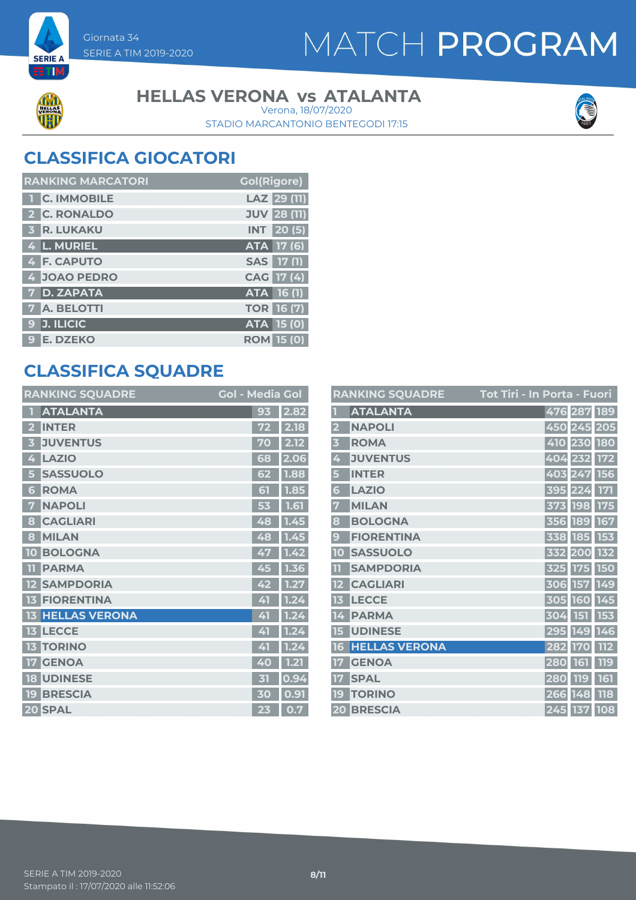# MATCH PROGRAM

Giornata 34
SERIE A TIM 2019-2020

## HELLAS VERONA vs ATALANTA

Verona, 18/07/2020
STADIO MARCANTONIO BENTEGODI 17:15

## CLASSIFICA GIOCATORI

| RANKING MARCATORI | | | Gol(Rigore) |
|---|---|---|---|
| 1 | C. IMMOBILE | LAZ | 29 (11) |
| 2 | C. RONALDO | JUV | 28 (11) |
| 3 | R. LUKAKU | INT | 20 (5) |
| 4 | L. MURIEL | ATA | 17 (6) |
| 4 | F. CAPUTO | SAS | 17 (1) |
| 4 | JOAO PEDRO | CAG | 17 (4) |
| 7 | D. ZAPATA | ATA | 16 (1) |
| 7 | A. BELOTTI | TOR | 16 (7) |
| 9 | J. ILICIC | ATA | 15 (0) |
| 9 | E. DZEKO | ROM | 15 (0) |

## CLASSIFICA SQUADRE

| RANKING SQUADRE | | Gol | Media Gol |
|---|---|---|---|
| 1 | ATALANTA | 93 | 2.82 |
| 2 | INTER | 72 | 2.18 |
| 3 | JUVENTUS | 70 | 2.12 |
| 4 | LAZIO | 68 | 2.06 |
| 5 | SASSUOLO | 62 | 1.88 |
| 6 | ROMA | 61 | 1.85 |
| 7 | NAPOLI | 53 | 1.61 |
| 8 | CAGLIARI | 48 | 1.45 |
| 8 | MILAN | 48 | 1.45 |
| 10 | BOLOGNA | 47 | 1.42 |
| 11 | PARMA | 45 | 1.36 |
| 12 | SAMPDORIA | 42 | 1.27 |
| 13 | FIORENTINA | 41 | 1.24 |
| 13 | HELLAS VERONA | 41 | 1.24 |
| 13 | LECCE | 41 | 1.24 |
| 13 | TORINO | 41 | 1.24 |
| 17 | GENOA | 40 | 1.21 |
| 18 | UDINESE | 31 | 0.94 |
| 19 | BRESCIA | 30 | 0.91 |
| 20 | SPAL | 23 | 0.7 |

| RANKING SQUADRE | | Tot Tiri | In Porta | Fuori |
|---|---|---|---|---|
| 1 | ATALANTA | 476 | 287 | 189 |
| 2 | NAPOLI | 450 | 245 | 205 |
| 3 | ROMA | 410 | 230 | 180 |
| 4 | JUVENTUS | 404 | 232 | 172 |
| 5 | INTER | 403 | 247 | 156 |
| 6 | LAZIO | 395 | 224 | 171 |
| 7 | MILAN | 373 | 198 | 175 |
| 8 | BOLOGNA | 356 | 189 | 167 |
| 9 | FIORENTINA | 338 | 185 | 153 |
| 10 | SASSUOLO | 332 | 200 | 132 |
| 11 | SAMPDORIA | 325 | 175 | 150 |
| 12 | CAGLIARI | 306 | 157 | 149 |
| 13 | LECCE | 305 | 160 | 145 |
| 14 | PARMA | 304 | 151 | 153 |
| 15 | UDINESE | 295 | 149 | 146 |
| 16 | HELLAS VERONA | 282 | 170 | 112 |
| 17 | GENOA | 280 | 161 | 119 |
| 17 | SPAL | 280 | 119 | 161 |
| 19 | TORINO | 266 | 148 | 118 |
| 20 | BRESCIA | 245 | 137 | 108 |

SERIE A TIM 2019-2020
Stampato il : 17/07/2020 alle 11:52:06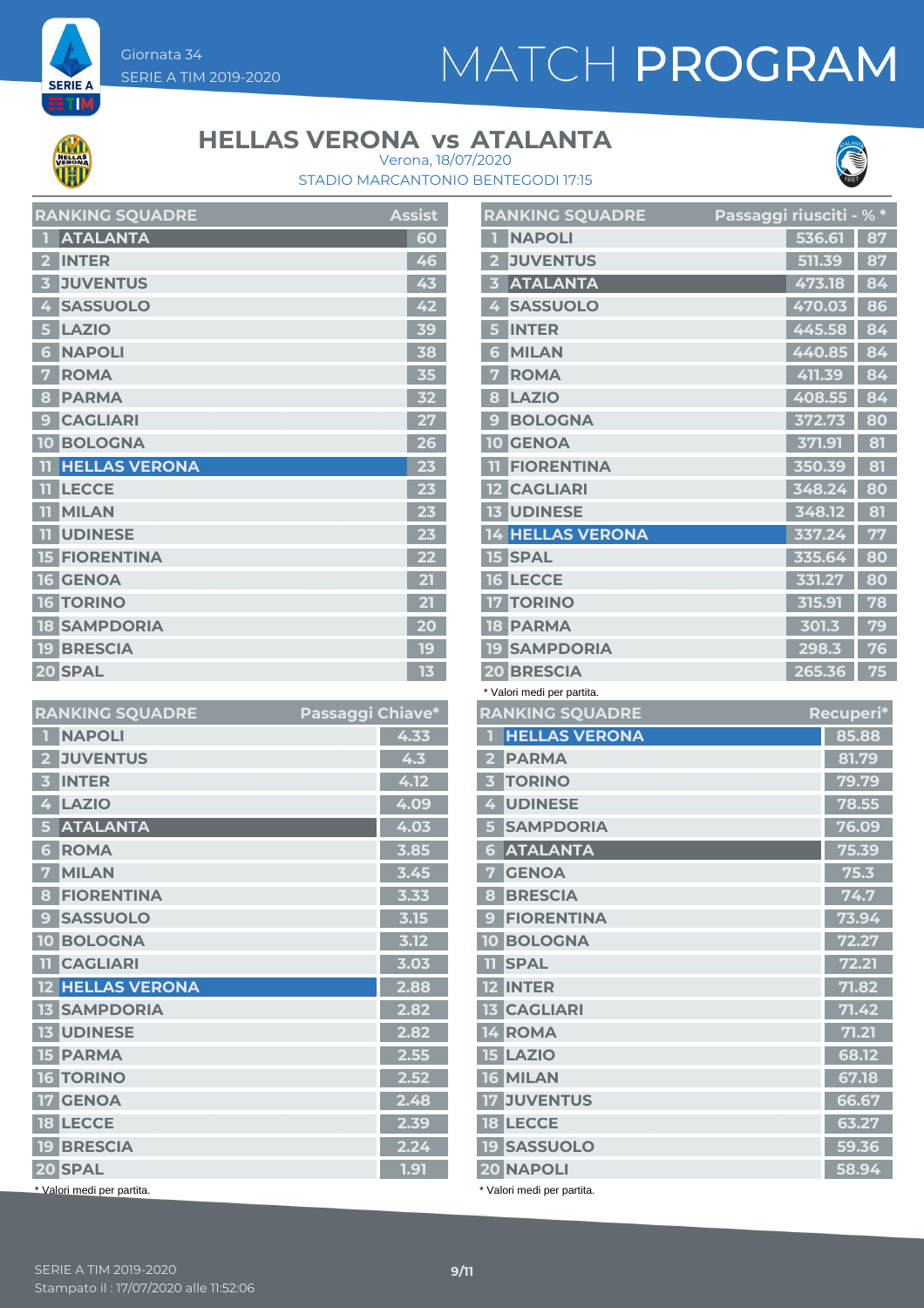Giornata 34
SERIE A TIM 2019-2020

# MATCH PROGRAM

## HELLAS VERONA vs ATALANTA

Verona, 18/07/2020
STADIO MARCANTONIO BENTEGODI 17:15

| RANKING SQUADRE | | Assist |
|---|---|---|
| 1 | ATALANTA | 60 |
| 2 | INTER | 46 |
| 3 | JUVENTUS | 43 |
| 4 | SASSUOLO | 42 |
| 5 | LAZIO | 39 |
| 6 | NAPOLI | 38 |
| 7 | ROMA | 35 |
| 8 | PARMA | 32 |
| 9 | CAGLIARI | 27 |
| 10 | BOLOGNA | 26 |
| 11 | HELLAS VERONA | 23 |
| 11 | LECCE | 23 |
| 11 | MILAN | 23 |
| 11 | UDINESE | 23 |
| 15 | FIORENTINA | 22 |
| 16 | GENOA | 21 |
| 16 | TORINO | 21 |
| 18 | SAMPDORIA | 20 |
| 19 | BRESCIA | 19 |
| 20 | SPAL | 13 |

| RANKING SQUADRE | | Passaggi riusciti | % * |
|---|---|---|---|
| 1 | NAPOLI | 536.61 | 87 |
| 2 | JUVENTUS | 511.39 | 87 |
| 3 | ATALANTA | 473.18 | 84 |
| 4 | SASSUOLO | 470.03 | 86 |
| 5 | INTER | 445.58 | 84 |
| 6 | MILAN | 440.85 | 84 |
| 7 | ROMA | 411.39 | 84 |
| 8 | LAZIO | 408.55 | 84 |
| 9 | BOLOGNA | 372.73 | 80 |
| 10 | GENOA | 371.91 | 81 |
| 11 | FIORENTINA | 350.39 | 81 |
| 12 | CAGLIARI | 348.24 | 80 |
| 13 | UDINESE | 348.12 | 81 |
| 14 | HELLAS VERONA | 337.24 | 77 |
| 15 | SPAL | 335.64 | 80 |
| 16 | LECCE | 331.27 | 80 |
| 17 | TORINO | 315.91 | 78 |
| 18 | PARMA | 301.3 | 79 |
| 19 | SAMPDORIA | 298.3 | 76 |
| 20 | BRESCIA | 265.36 | 75 |

* Valori medi per partita.

| RANKING SQUADRE | | Passaggi Chiave* |
|---|---|---|
| 1 | NAPOLI | 4.33 |
| 2 | JUVENTUS | 4.3 |
| 3 | INTER | 4.12 |
| 4 | LAZIO | 4.09 |
| 5 | ATALANTA | 4.03 |
| 6 | ROMA | 3.85 |
| 7 | MILAN | 3.45 |
| 8 | FIORENTINA | 3.33 |
| 9 | SASSUOLO | 3.15 |
| 10 | BOLOGNA | 3.12 |
| 11 | CAGLIARI | 3.03 |
| 12 | HELLAS VERONA | 2.88 |
| 13 | SAMPDORIA | 2.82 |
| 13 | UDINESE | 2.82 |
| 15 | PARMA | 2.55 |
| 16 | TORINO | 2.52 |
| 17 | GENOA | 2.48 |
| 18 | LECCE | 2.39 |
| 19 | BRESCIA | 2.24 |
| 20 | SPAL | 1.91 |

* Valori medi per partita.

| RANKING SQUADRE | | Recuperi* |
|---|---|---|
| 1 | HELLAS VERONA | 85.88 |
| 2 | PARMA | 81.79 |
| 3 | TORINO | 79.79 |
| 4 | UDINESE | 78.55 |
| 5 | SAMPDORIA | 76.09 |
| 6 | ATALANTA | 75.39 |
| 7 | GENOA | 75.3 |
| 8 | BRESCIA | 74.7 |
| 9 | FIORENTINA | 73.94 |
| 10 | BOLOGNA | 72.27 |
| 11 | SPAL | 72.21 |
| 12 | INTER | 71.82 |
| 13 | CAGLIARI | 71.42 |
| 14 | ROMA | 71.21 |
| 15 | LAZIO | 68.12 |
| 16 | MILAN | 67.18 |
| 17 | JUVENTUS | 66.67 |
| 18 | LECCE | 63.27 |
| 19 | SASSUOLO | 59.36 |
| 20 | NAPOLI | 58.94 |

* Valori medi per partita.

Stampato il : 17/07/2020 alle 11:52:06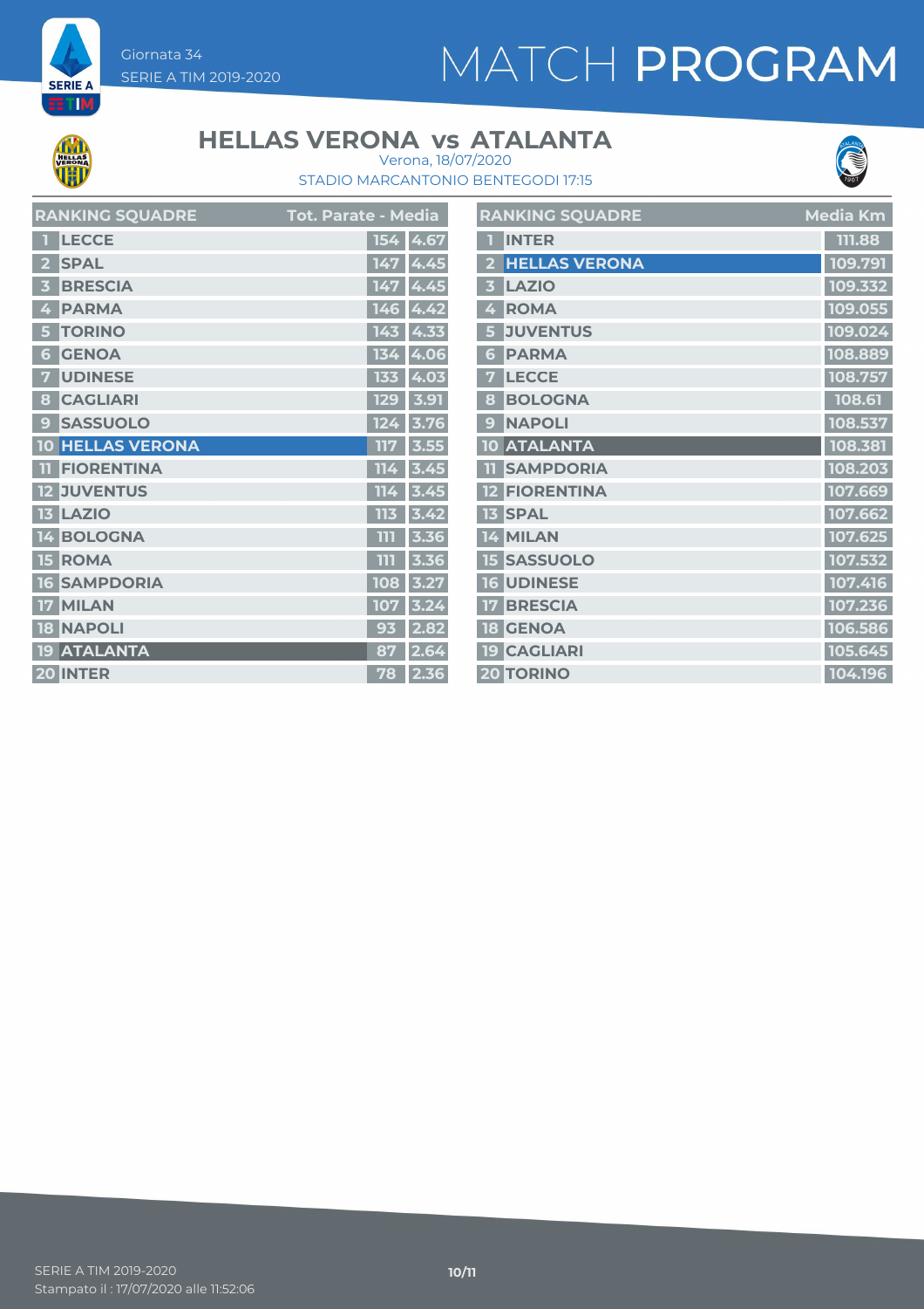# MATCH PROGRAM

Giornata 34
SERIE A TIM 2019-2020

## HELLAS VERONA vs ATALANTA

Verona, 18/07/2020
STADIO MARCANTONIO BENTEGODI 17:15

| RANKING SQUADRE | | Tot. Parate | Media |
|---|---|---|---|
| 1 | LECCE | 154 | 4.67 |
| 2 | SPAL | 147 | 4.45 |
| 3 | BRESCIA | 147 | 4.45 |
| 4 | PARMA | 146 | 4.42 |
| 5 | TORINO | 143 | 4.33 |
| 6 | GENOA | 134 | 4.06 |
| 7 | UDINESE | 133 | 4.03 |
| 8 | CAGLIARI | 129 | 3.91 |
| 9 | SASSUOLO | 124 | 3.76 |
| 10 | HELLAS VERONA | 117 | 3.55 |
| 11 | FIORENTINA | 114 | 3.45 |
| 12 | JUVENTUS | 114 | 3.45 |
| 13 | LAZIO | 113 | 3.42 |
| 14 | BOLOGNA | 111 | 3.36 |
| 15 | ROMA | 111 | 3.36 |
| 16 | SAMPDORIA | 108 | 3.27 |
| 17 | MILAN | 107 | 3.24 |
| 18 | NAPOLI | 93 | 2.82 |
| 19 | ATALANTA | 87 | 2.64 |
| 20 | INTER | 78 | 2.36 |

| RANKING SQUADRE | | Media Km |
|---|---|---|
| 1 | INTER | 111.88 |
| 2 | HELLAS VERONA | 109.791 |
| 3 | LAZIO | 109.332 |
| 4 | ROMA | 109.055 |
| 5 | JUVENTUS | 109.024 |
| 6 | PARMA | 108.889 |
| 7 | LECCE | 108.757 |
| 8 | BOLOGNA | 108.61 |
| 9 | NAPOLI | 108.537 |
| 10 | ATALANTA | 108.381 |
| 11 | SAMPDORIA | 108.203 |
| 12 | FIORENTINA | 107.669 |
| 13 | SPAL | 107.662 |
| 14 | MILAN | 107.625 |
| 15 | SASSUOLO | 107.532 |
| 16 | UDINESE | 107.416 |
| 17 | BRESCIA | 107.236 |
| 18 | GENOA | 106.586 |
| 19 | CAGLIARI | 105.645 |
| 20 | TORINO | 104.196 |

SERIE A TIM 2019-2020
Stampato il : 17/07/2020 alle 11:52:06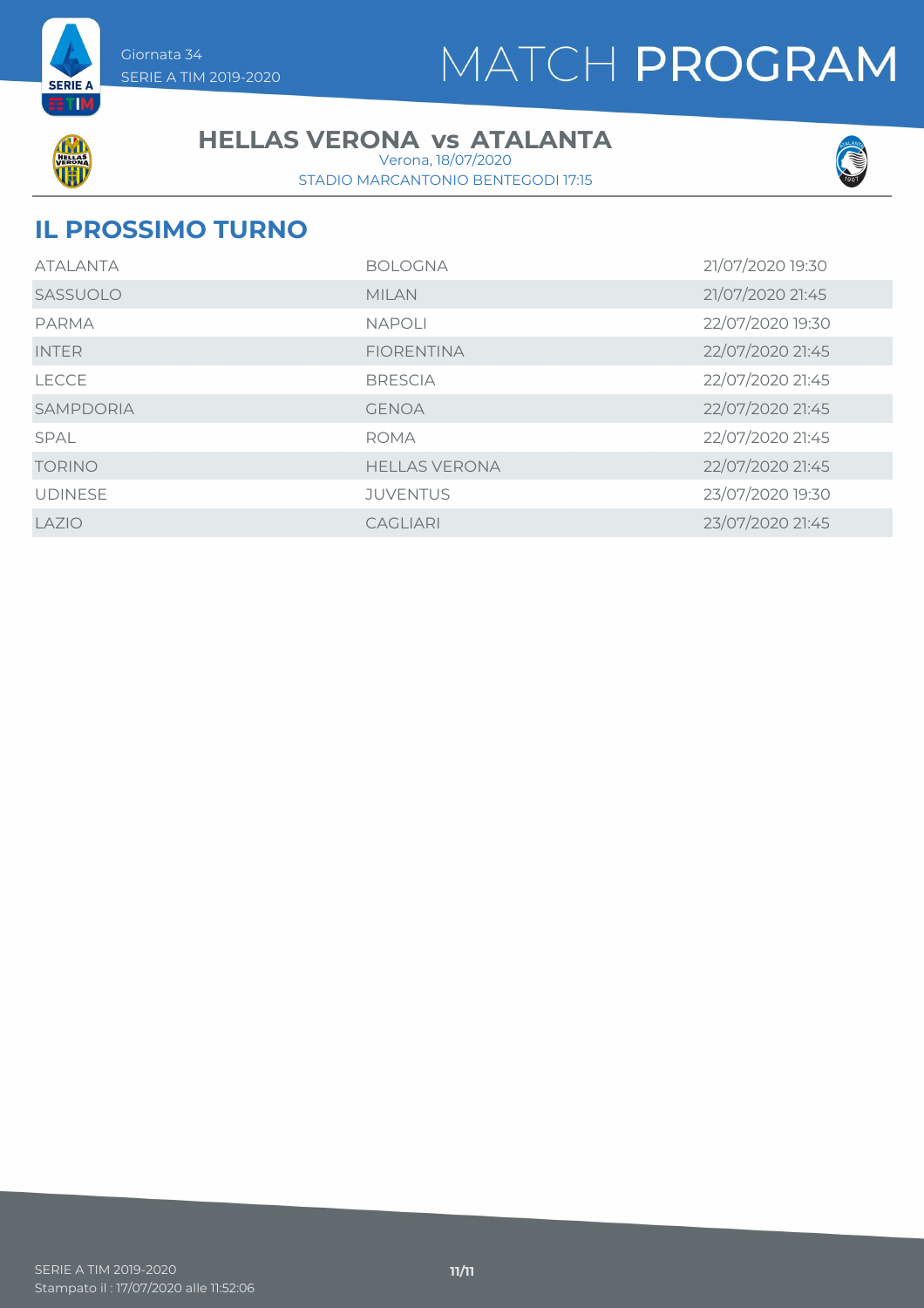Giornata 34
SERIE A TIM 2019-2020

# MATCH PROGRAM

**HELLAS VERONA vs ATALANTA**
Verona, 18/07/2020
STADIO MARCANTONIO BENTEGODI 17:15

## IL PROSSIMO TURNO

| | | |
|---|---|---|
| ATALANTA | BOLOGNA | 21/07/2020 19:30 |
| SASSUOLO | MILAN | 21/07/2020 21:45 |
| PARMA | NAPOLI | 22/07/2020 19:30 |
| INTER | FIORENTINA | 22/07/2020 21:45 |
| LECCE | BRESCIA | 22/07/2020 21:45 |
| SAMPDORIA | GENOA | 22/07/2020 21:45 |
| SPAL | ROMA | 22/07/2020 21:45 |
| TORINO | HELLAS VERONA | 22/07/2020 21:45 |
| UDINESE | JUVENTUS | 23/07/2020 19:30 |
| LAZIO | CAGLIARI | 23/07/2020 21:45 |

SERIE A TIM 2019-2020
Stampato il : 17/07/2020 alle 11:52:06